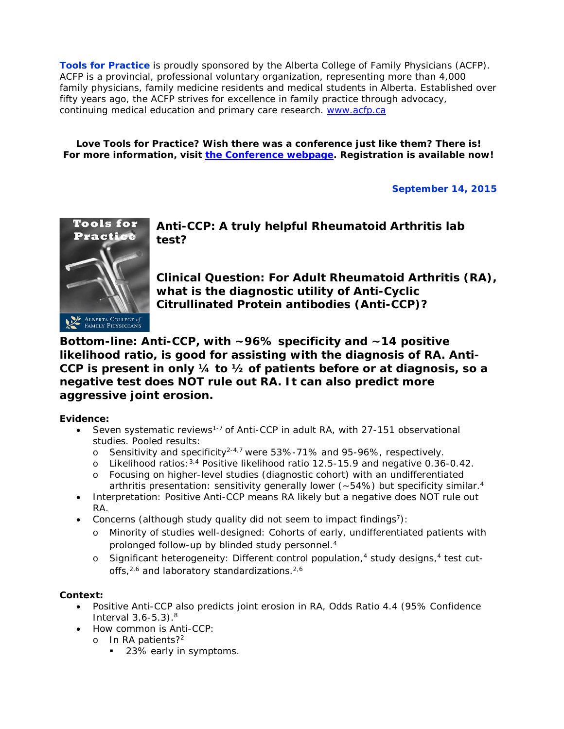**Tools for Practice** is proudly sponsored by the Alberta College of Family Physicians (ACFP). ACFP is a provincial, professional voluntary organization, representing more than 4,000 family physicians, family medicine residents and medical students in Alberta. Established over fifty years ago, the ACFP strives for excellence in family practice through advocacy, continuing medical education and primary care research. www.acfp.ca

**Love Tools for Practice? Wish there was a conference just like them? There is! For more information, visit the Conference webpage. Registration is available now!**

**September 14, 2015**

# Anti-CCP: A truly helpful Rheumatoid Arthritis lab test?

## Clinical Question: For Adult Rheumatoid Arthritis (RA), what is the diagnostic utility of Anti-Cyclic Citrullinated Protein antibodies (Anti-CCP)?

**Bottom-line: Anti-CCP, with ~96% specificity and ~14 positive likelihood ratio, is good for assisting with the diagnosis of RA. Anti-CCP is present in only ¼ to ½ of patients before or at diagnosis, so a negative test does NOT rule out RA. It can also predict more aggressive joint erosion.**

**Evidence:**

- Seven systematic reviews[1-7] of Anti-CCP in adult RA, with 27-151 observational studies. Pooled results:
  - Sensitivity and specificity[2-4,7] were 53%-71% and 95-96%, respectively.
  - Likelihood ratios:[3,4] Positive likelihood ratio 12.5-15.9 and negative 0.36-0.42.
  - Focusing on higher-level studies (diagnostic cohort) with an undifferentiated arthritis presentation: sensitivity generally lower (~54%) but specificity similar.[4]
- Interpretation: Positive Anti-CCP means RA likely but a negative does NOT rule out RA.
- Concerns (although study quality did not seem to impact findings[7]):
  - Minority of studies well-designed: Cohorts of early, undifferentiated patients with prolonged follow-up by blinded study personnel.[4]
  - Significant heterogeneity: Different control population,[4] study designs,[4] test cut-offs,[2,6] and laboratory standardizations.[2,6]

**Context:**

- Positive Anti-CCP also predicts joint erosion in RA, Odds Ratio 4.4 (95% Confidence Interval 3.6-5.3).[8]
- How common is Anti-CCP:
  - In RA patients?[2]
    - 23% early in symptoms.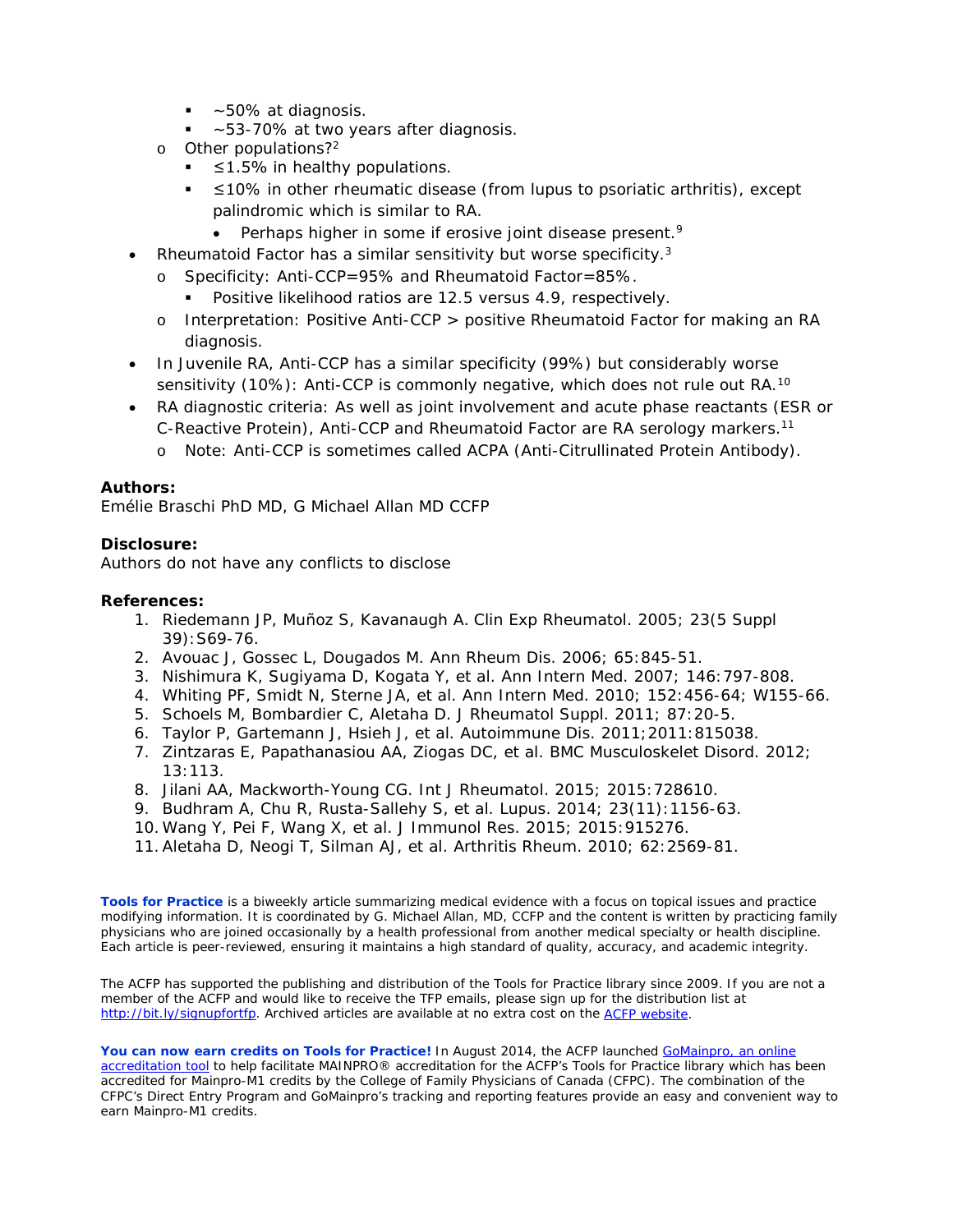- ~50% at diagnosis.
        - ~53-70% at two years after diagnosis.
    - Other populations?[2]
        - ≤1.5% in healthy populations.
        - ≤10% in other rheumatic disease (from lupus to psoriatic arthritis), except palindromic which is similar to RA.
            - Perhaps higher in some if erosive joint disease present.[9]
- Rheumatoid Factor has a similar sensitivity but worse specificity.[3]
    - Specificity: Anti-CCP=95% and Rheumatoid Factor=85%.
        - Positive likelihood ratios are 12.5 versus 4.9, respectively.
    - Interpretation: Positive Anti-CCP > positive Rheumatoid Factor for making an RA diagnosis.
- In Juvenile RA, Anti-CCP has a similar specificity (99%) but considerably worse sensitivity (10%): Anti-CCP is commonly negative, which does not rule out RA.[10]
- RA diagnostic criteria: As well as joint involvement and acute phase reactants (ESR or C-Reactive Protein), Anti-CCP and Rheumatoid Factor are RA serology markers.[11]
    - Note: Anti-CCP is sometimes called ACPA (Anti-Citrullinated Protein Antibody).

**Authors:**
Emélie Braschi PhD MD, G Michael Allan MD CCFP

**Disclosure:**
Authors do not have any conflicts to disclose

**References:**

1. Riedemann JP, Muñoz S, Kavanaugh A. Clin Exp Rheumatol. 2005; 23(5 Suppl 39):S69-76.
2. Avouac J, Gossec L, Dougados M. Ann Rheum Dis. 2006; 65:845-51.
3. Nishimura K, Sugiyama D, Kogata Y, et al. Ann Intern Med. 2007; 146:797-808.
4. Whiting PF, Smidt N, Sterne JA, et al. Ann Intern Med. 2010; 152:456-64; W155-66.
5. Schoels M, Bombardier C, Aletaha D. J Rheumatol Suppl. 2011; 87:20-5.
6. Taylor P, Gartemann J, Hsieh J, et al. Autoimmune Dis. 2011;2011:815038.
7. Zintzaras E, Papathanasiou AA, Ziogas DC, et al. BMC Musculoskelet Disord. 2012; 13:113.
8. Jilani AA, Mackworth-Young CG. Int J Rheumatol. 2015; 2015:728610.
9. Budhram A, Chu R, Rusta-Sallehy S, et al. Lupus. 2014; 23(11):1156-63.
10. Wang Y, Pei F, Wang X, et al. J Immunol Res. 2015; 2015:915276.
11. Aletaha D, Neogi T, Silman AJ, et al. Arthritis Rheum. 2010; 62:2569-81.

**Tools for Practice** is a biweekly article summarizing medical evidence with a focus on topical issues and practice modifying information. It is coordinated by G. Michael Allan, MD, CCFP and the content is written by practicing family physicians who are joined occasionally by a health professional from another medical specialty or health discipline. Each article is peer-reviewed, ensuring it maintains a high standard of quality, accuracy, and academic integrity.

The ACFP has supported the publishing and distribution of the Tools for Practice library since 2009. If you are not a member of the ACFP and would like to receive the TFP emails, please sign up for the distribution list at http://bit.ly/signupfortfp. Archived articles are available at no extra cost on the ACFP website.

**You can now earn credits on Tools for Practice!** In August 2014, the ACFP launched GoMainpro, an online accreditation tool to help facilitate MAINPRO® accreditation for the ACFP's Tools for Practice library which has been accredited for Mainpro-M1 credits by the College of Family Physicians of Canada (CFPC). The combination of the CFPC's Direct Entry Program and GoMainpro's tracking and reporting features provide an easy and convenient way to earn Mainpro-M1 credits.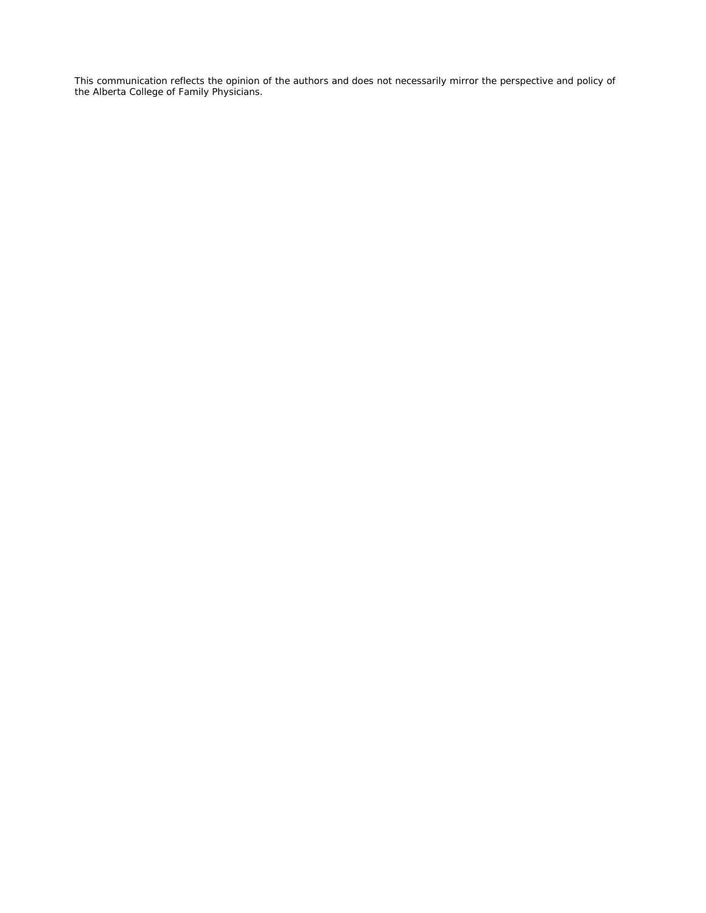This communication reflects the opinion of the authors and does not necessarily mirror the perspective and policy of the Alberta College of Family Physicians.